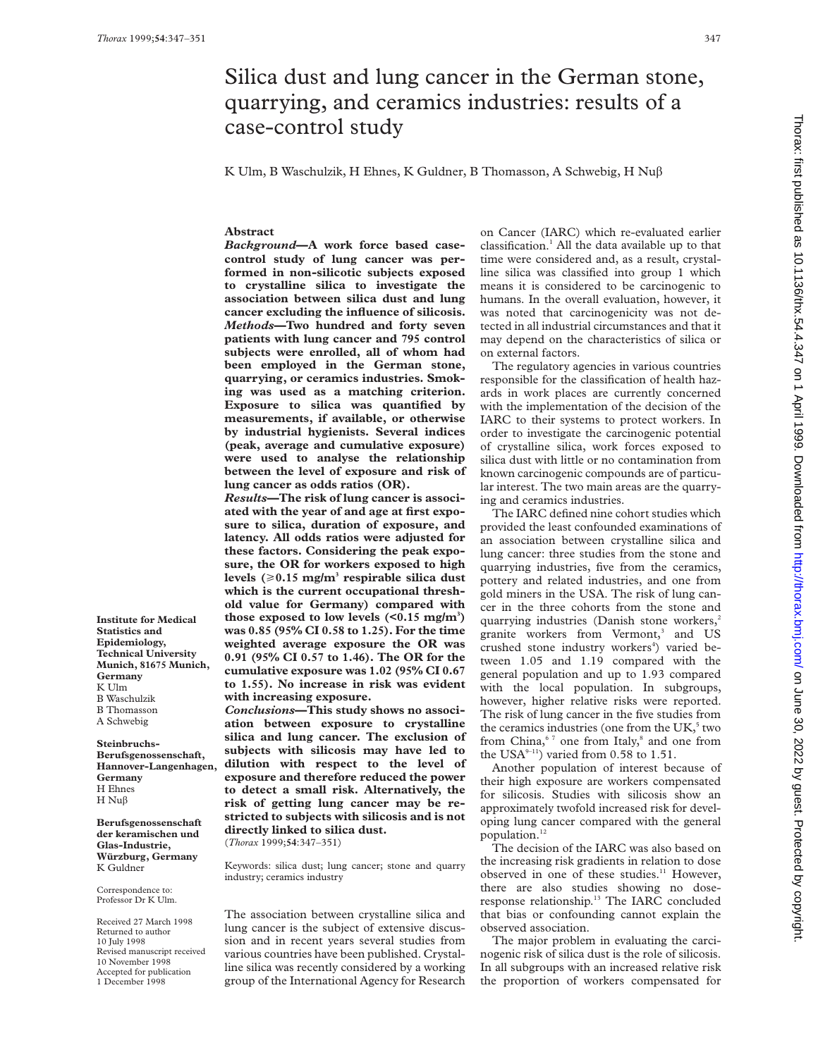# Silica dust and lung cancer in the German stone, quarrying, and ceramics industries: results of a case-control study

K Ulm, B Waschulzik, H Ehnes, K Guldner, B Thomasson, A Schwebig, H Nuβ

## Abstract

***Background*—A work force based case-control study of lung cancer was performed in non-silicotic subjects exposed to crystalline silica to investigate the association between silica dust and lung cancer excluding the influence of silicosis.**

***Methods*—Two hundred and forty seven patients with lung cancer and 795 control subjects were enrolled, all of whom had been employed in the German stone, quarrying, or ceramics industries. Smoking was used as a matching criterion. Exposure to silica was quantified by measurements, if available, or otherwise by industrial hygienists. Several indices (peak, average and cumulative exposure) were used to analyse the relationship between the level of exposure and risk of lung cancer as odds ratios (OR).**

***Results*—The risk of lung cancer is associated with the year of and age at first exposure to silica, duration of exposure, and latency. All odds ratios were adjusted for these factors. Considering the peak exposure, the OR for workers exposed to high levels (⩾0.15 mg/m$^3$ respirable silica dust which is the current occupational threshold value for Germany) compared with those exposed to low levels (<0.15 mg/m$^3$) was 0.85 (95% CI 0.58 to 1.25). For the time weighted average exposure the OR was 0.91 (95% CI 0.57 to 1.46). The OR for the cumulative exposure was 1.02 (95% CI 0.67 to 1.55). No increase in risk was evident with increasing exposure.**

***Conclusions*—This study shows no association between exposure to crystalline silica and lung cancer. The exclusion of subjects with silicosis may have led to dilution with respect to the level of exposure and therefore reduced the power to detect a small risk. Alternatively, the risk of getting lung cancer may be restricted to subjects with silicosis and is not directly linked to silica dust.**

(*Thorax* 1999;**54**:347–351)

Keywords: silica dust; lung cancer; stone and quarry industry; ceramics industry

Institute for Medical Statistics and Epidemiology, Technical University Munich, 81675 Munich, Germany
K Ulm
B Waschulzik
B Thomasson
A Schwebig

Steinbruchs-Berufsgenossenschaft, Hannover-Langenhagen, Germany
H Ehnes
H Nuβ

Berufsgenossenschaft der keramischen und Glas-Industrie, Würzburg, Germany
K Guldner

Correspondence to: Professor Dr K Ulm.

Received 27 March 1998
Returned to author 10 July 1998
Revised manuscript received 10 November 1998
Accepted for publication 1 December 1998

The association between crystalline silica and lung cancer is the subject of extensive discussion and in recent years several studies from various countries have been published. Crystalline silica was recently considered by a working group of the International Agency for Research on Cancer (IARC) which re-evaluated earlier classification.[1] All the data available up to that time were considered and, as a result, crystalline silica was classified into group 1 which means it is considered to be carcinogenic to humans. In the overall evaluation, however, it was noted that carcinogenicity was not detected in all industrial circumstances and that it may depend on the characteristics of silica or on external factors.

The regulatory agencies in various countries responsible for the classification of health hazards in work places are currently concerned with the implementation of the decision of the IARC to their systems to protect workers. In order to investigate the carcinogenic potential of crystalline silica, work forces exposed to silica dust with little or no contamination from known carcinogenic compounds are of particular interest. The two main areas are the quarrying and ceramics industries.

The IARC defined nine cohort studies which provided the least confounded examinations of an association between crystalline silica and lung cancer: three studies from the stone and quarrying industries, five from the ceramics, pottery and related industries, and one from gold miners in the USA. The risk of lung cancer in the three cohorts from the stone and quarrying industries (Danish stone workers,[2] granite workers from Vermont,[3] and US crushed stone industry workers[4]) varied between 1.05 and 1.19 compared with the general population and up to 1.93 compared with the local population. In subgroups, however, higher relative risks were reported. The risk of lung cancer in the five studies from the ceramics industries (one from the UK,[5] two from China,[6 7] one from Italy,[8] and one from the USA[9–11]) varied from 0.58 to 1.51.

Another population of interest because of their high exposure are workers compensated for silicosis. Studies with silicosis show an approximately twofold increased risk for developing lung cancer compared with the general population.[12]

The decision of the IARC was also based on the increasing risk gradients in relation to dose observed in one of these studies.[11] However, there are also studies showing no dose-response relationship.[13] The IARC concluded that bias or confounding cannot explain the observed association.

The major problem in evaluating the carcinogenic risk of silica dust is the role of silicosis. In all subgroups with an increased relative risk the proportion of workers compensated for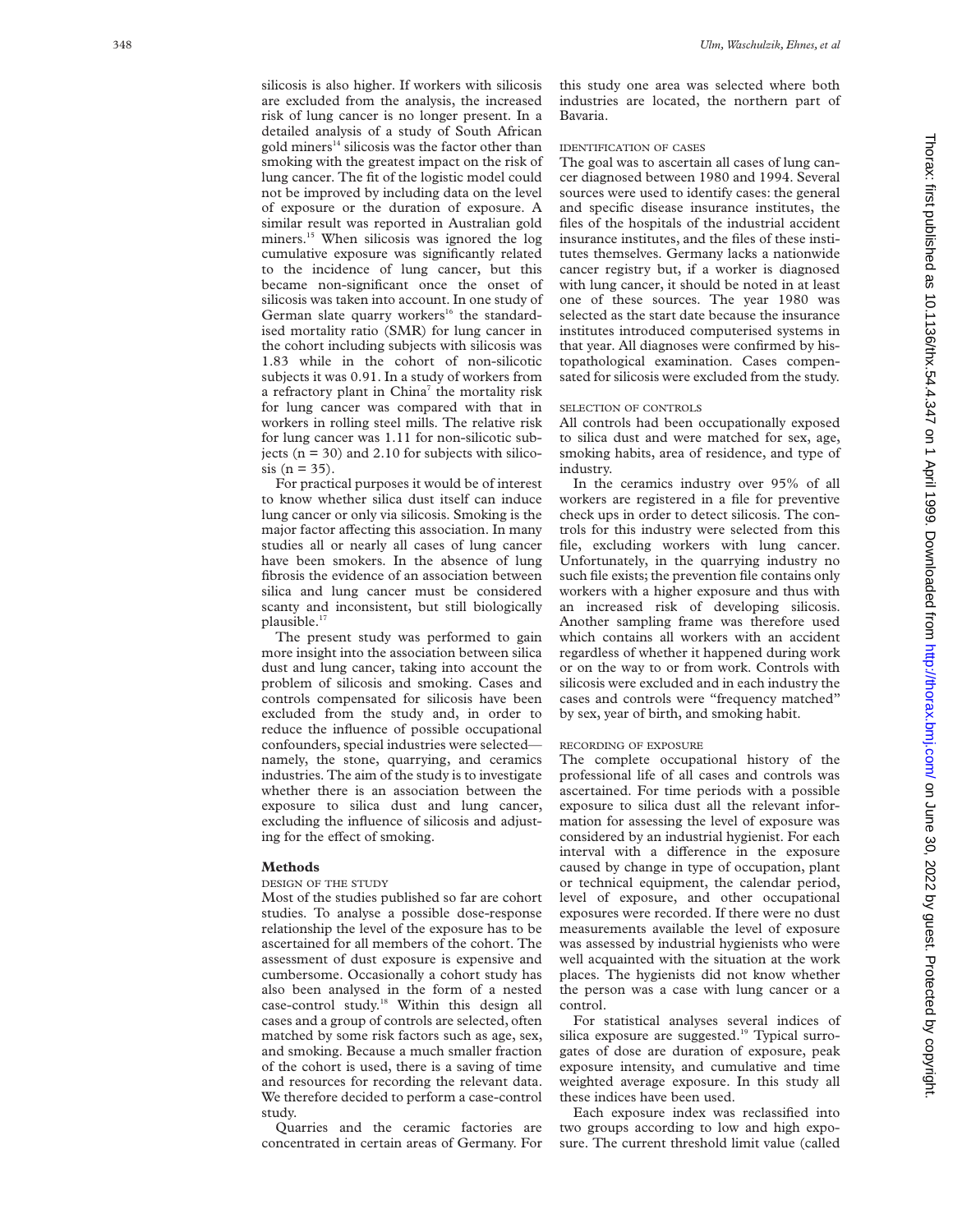silicosis is also higher. If workers with silicosis are excluded from the analysis, the increased risk of lung cancer is no longer present. In a detailed analysis of a study of South African gold miners[14] silicosis was the factor other than smoking with the greatest impact on the risk of lung cancer. The fit of the logistic model could not be improved by including data on the level of exposure or the duration of exposure. A similar result was reported in Australian gold miners.[15] When silicosis was ignored the log cumulative exposure was significantly related to the incidence of lung cancer, but this became non-significant once the onset of silicosis was taken into account. In one study of German slate quarry workers[16] the standardised mortality ratio (SMR) for lung cancer in the cohort including subjects with silicosis was 1.83 while in the cohort of non-silicotic subjects it was 0.91. In a study of workers from a refractory plant in China[7] the mortality risk for lung cancer was compared with that in workers in rolling steel mills. The relative risk for lung cancer was 1.11 for non-silicotic subjects (n = 30) and 2.10 for subjects with silicosis (n = 35).

For practical purposes it would be of interest to know whether silica dust itself can induce lung cancer or only via silicosis. Smoking is the major factor affecting this association. In many studies all or nearly all cases of lung cancer have been smokers. In the absence of lung fibrosis the evidence of an association between silica and lung cancer must be considered scanty and inconsistent, but still biologically plausible.[17]

The present study was performed to gain more insight into the association between silica dust and lung cancer, taking into account the problem of silicosis and smoking. Cases and controls compensated for silicosis have been excluded from the study and, in order to reduce the influence of possible occupational confounders, special industries were selected—namely, the stone, quarrying, and ceramics industries. The aim of the study is to investigate whether there is an association between the exposure to silica dust and lung cancer, excluding the influence of silicosis and adjusting for the effect of smoking.

## Methods

### DESIGN OF THE STUDY

Most of the studies published so far are cohort studies. To analyse a possible dose-response relationship the level of the exposure has to be ascertained for all members of the cohort. The assessment of dust exposure is expensive and cumbersome. Occasionally a cohort study has also been analysed in the form of a nested case-control study.[18] Within this design all cases and a group of controls are selected, often matched by some risk factors such as age, sex, and smoking. Because a much smaller fraction of the cohort is used, there is a saving of time and resources for recording the relevant data. We therefore decided to perform a case-control study.

Quarries and the ceramic factories are concentrated in certain areas of Germany. For this study one area was selected where both industries are located, the northern part of Bavaria.

### IDENTIFICATION OF CASES

The goal was to ascertain all cases of lung cancer diagnosed between 1980 and 1994. Several sources were used to identify cases: the general and specific disease insurance institutes, the files of the hospitals of the industrial accident insurance institutes, and the files of these institutes themselves. Germany lacks a nationwide cancer registry but, if a worker is diagnosed with lung cancer, it should be noted in at least one of these sources. The year 1980 was selected as the start date because the insurance institutes introduced computerised systems in that year. All diagnoses were confirmed by histopathological examination. Cases compensated for silicosis were excluded from the study.

### SELECTION OF CONTROLS

All controls had been occupationally exposed to silica dust and were matched for sex, age, smoking habits, area of residence, and type of industry.

In the ceramics industry over 95% of all workers are registered in a file for preventive check ups in order to detect silicosis. The controls for this industry were selected from this file, excluding workers with lung cancer. Unfortunately, in the quarrying industry no such file exists; the prevention file contains only workers with a higher exposure and thus with an increased risk of developing silicosis. Another sampling frame was therefore used which contains all workers with an accident regardless of whether it happened during work or on the way to or from work. Controls with silicosis were excluded and in each industry the cases and controls were "frequency matched" by sex, year of birth, and smoking habit.

### RECORDING OF EXPOSURE

The complete occupational history of the professional life of all cases and controls was ascertained. For time periods with a possible exposure to silica dust all the relevant information for assessing the level of exposure was considered by an industrial hygienist. For each interval with a difference in the exposure caused by change in type of occupation, plant or technical equipment, the calendar period, level of exposure, and other occupational exposures were recorded. If there were no dust measurements available the level of exposure was assessed by industrial hygienists who were well acquainted with the situation at the work places. The hygienists did not know whether the person was a case with lung cancer or a control.

For statistical analyses several indices of silica exposure are suggested.[19] Typical surrogates of dose are duration of exposure, peak exposure intensity, and cumulative and time weighted average exposure. In this study all these indices have been used.

Each exposure index was reclassified into two groups according to low and high exposure. The current threshold limit value (called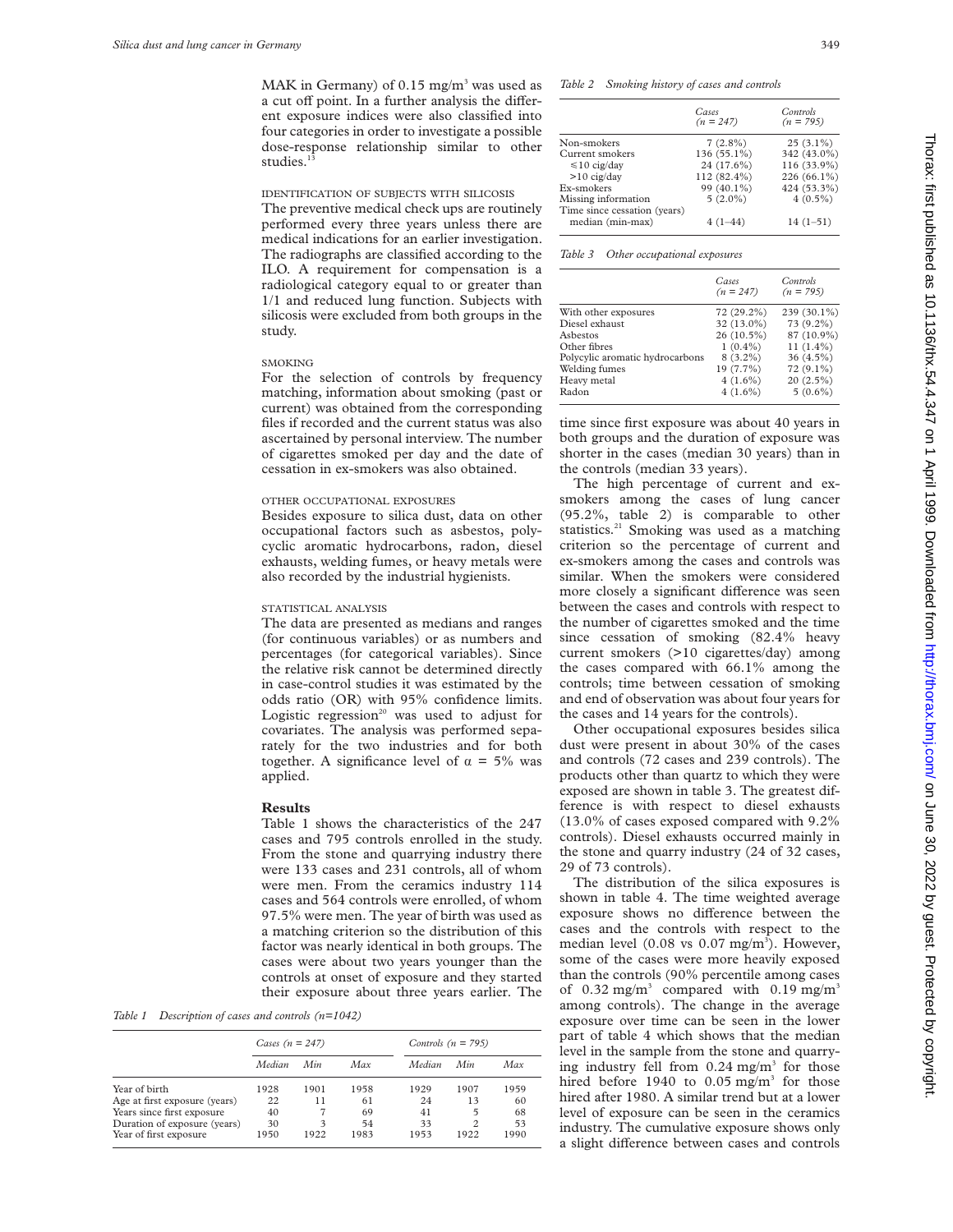MAK in Germany) of 0.15 mg/m$^3$ was used as a cut off point. In a further analysis the different exposure indices were also classified into four categories in order to investigate a possible dose-response relationship similar to other studies.[13]

### IDENTIFICATION OF SUBJECTS WITH SILICOSIS

The preventive medical check ups are routinely performed every three years unless there are medical indications for an earlier investigation. The radiographs are classified according to the ILO. A requirement for compensation is a radiological category equal to or greater than 1/1 and reduced lung function. Subjects with silicosis were excluded from both groups in the study.

### SMOKING

For the selection of controls by frequency matching, information about smoking (past or current) was obtained from the corresponding files if recorded and the current status was also ascertained by personal interview. The number of cigarettes smoked per day and the date of cessation in ex-smokers was also obtained.

### OTHER OCCUPATIONAL EXPOSURES

Besides exposure to silica dust, data on other occupational factors such as asbestos, polycyclic aromatic hydrocarbons, radon, diesel exhausts, welding fumes, or heavy metals were also recorded by the industrial hygienists.

### STATISTICAL ANALYSIS

The data are presented as medians and ranges (for continuous variables) or as numbers and percentages (for categorical variables). Since the relative risk cannot be determined directly in case-control studies it was estimated by the odds ratio (OR) with 95% confidence limits. Logistic regression[20] was used to adjust for covariates. The analysis was performed separately for the two industries and for both together. A significance level of $\alpha = 5\%$ was applied.

## Results

Table 1 shows the characteristics of the 247 cases and 795 controls enrolled in the study. From the stone and quarrying industry there were 133 cases and 231 controls, all of whom were men. From the ceramics industry 114 cases and 564 controls were enrolled, of whom 97.5% were men. The year of birth was used as a matching criterion so the distribution of this factor was nearly identical in both groups. The cases were about two years younger than the controls at onset of exposure and they started their exposure about three years earlier. The time since first exposure was about 40 years in both groups and the duration of exposure was shorter in the cases (median 30 years) than in the controls (median 33 years).

*Table 1 Description of cases and controls (n=1042)*

| | Cases (n = 247) | | | Controls (n = 795) | | |
|---|---|---|---|---|---|---|
| | Median | Min | Max | Median | Min | Max |
| Year of birth | 1928 | 1901 | 1958 | 1929 | 1907 | 1959 |
| Age at first exposure (years) | 22 | 11 | 61 | 24 | 13 | 60 |
| Years since first exposure | 40 | 7 | 69 | 41 | 5 | 68 |
| Duration of exposure (years) | 30 | 3 | 54 | 33 | 2 | 53 |
| Year of first exposure | 1950 | 1922 | 1983 | 1953 | 1922 | 1990 |

*Table 2 Smoking history of cases and controls*

| | Cases (n = 247) | Controls (n = 795) |
|---|---|---|
| Non-smokers | 7 (2.8%) | 25 (3.1%) |
| Current smokers | 136 (55.1%) | 342 (43.0%) |
| ≤10 cig/day | 24 (17.6%) | 116 (33.9%) |
| >10 cig/day | 112 (82.4%) | 226 (66.1%) |
| Ex-smokers | 99 (40.1%) | 424 (53.3%) |
| Missing information | 5 (2.0%) | 4 (0.5%) |
| Time since cessation (years) median (min-max) | 4 (1–44) | 14 (1–51) |

*Table 3 Other occupational exposures*

| | Cases (n = 247) | Controls (n = 795) |
|---|---|---|
| With other exposures | 72 (29.2%) | 239 (30.1%) |
| Diesel exhaust | 32 (13.0%) | 73 (9.2%) |
| Asbestos | 26 (10.5%) | 87 (10.9%) |
| Other fibres | 1 (0.4%) | 11 (1.4%) |
| Polycylic aromatic hydrocarbons | 8 (3.2%) | 36 (4.5%) |
| Welding fumes | 19 (7.7%) | 72 (9.1%) |
| Heavy metal | 4 (1.6%) | 20 (2.5%) |
| Radon | 4 (1.6%) | 5 (0.6%) |

The high percentage of current and ex-smokers among the cases of lung cancer (95.2%, table 2) is comparable to other statistics.[21] Smoking was used as a matching criterion so the percentage of current and ex-smokers among the cases and controls was similar. When the smokers were considered more closely a significant difference was seen between the cases and controls with respect to the number of cigarettes smoked and the time since cessation of smoking (82.4% heavy current smokers (>10 cigarettes/day) among the cases compared with 66.1% among the controls; time between cessation of smoking and end of observation was about four years for the cases and 14 years for the controls).

Other occupational exposures besides silica dust were present in about 30% of the cases and controls (72 cases and 239 controls). The products other than quartz to which they were exposed are shown in table 3. The greatest difference is with respect to diesel exhausts (13.0% of cases exposed compared with 9.2% controls). Diesel exhausts occurred mainly in the stone and quarry industry (24 of 32 cases, 29 of 73 controls).

The distribution of the silica exposures is shown in table 4. The time weighted average exposure shows no difference between the cases and the controls with respect to the median level (0.08 vs 0.07 mg/m$^3$). However, some of the cases were more heavily exposed than the controls (90% percentile among cases of 0.32 mg/m$^3$ compared with 0.19 mg/m$^3$ among controls). The change in the average exposure over time can be seen in the lower part of table 4 which shows that the median level in the sample from the stone and quarrying industry fell from 0.24 mg/m$^3$ for those hired before 1940 to 0.05 mg/m$^3$ for those hired after 1980. A similar trend but at a lower level of exposure can be seen in the ceramics industry. The cumulative exposure shows only a slight difference between cases and controls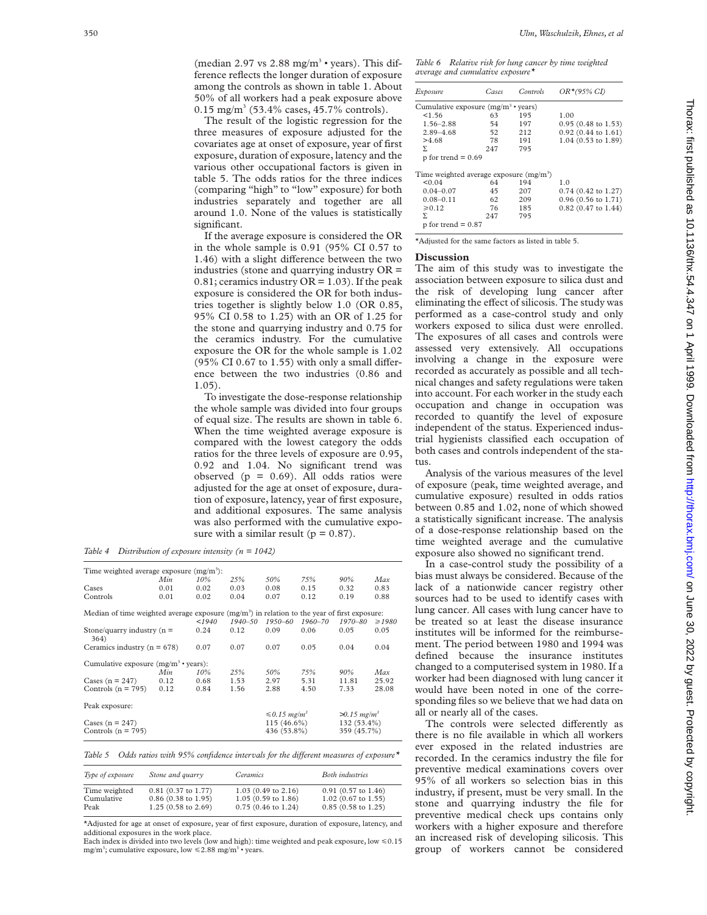(median 2.97 vs 2.88 mg/m$^3$ • years). This difference reflects the longer duration of exposure among the controls as shown in table 1. About 50% of all workers had a peak exposure above 0.15 mg/m$^3$ (53.4% cases, 45.7% controls).

The result of the logistic regression for the three measures of exposure adjusted for the covariates age at onset of exposure, year of first exposure, duration of exposure, latency and the various other occupational factors is given in table 5. The odds ratios for the three indices (comparing "high" to "low" exposure) for both industries separately and together are all around 1.0. None of the values is statistically significant.

If the average exposure is considered the OR in the whole sample is 0.91 (95% CI 0.57 to 1.46) with a slight difference between the two industries (stone and quarrying industry OR = 0.81; ceramics industry OR = 1.03). If the peak exposure is considered the OR for both industries together is slightly below 1.0 (OR 0.85, 95% CI 0.58 to 1.25) with an OR of 1.25 for the stone and quarrying industry and 0.75 for the ceramics industry. For the cumulative exposure the OR for the whole sample is 1.02 (95% CI 0.67 to 1.55) with only a small difference between the two industries (0.86 and 1.05).

To investigate the dose-response relationship the whole sample was divided into four groups of equal size. The results are shown in table 6. When the time weighted average exposure is compared with the lowest category the odds ratios for the three levels of exposure are 0.95, 0.92 and 1.04. No significant trend was observed ($p = 0.69$). All odds ratios were adjusted for the age at onset of exposure, duration of exposure, latency, year of first exposure, and additional exposures. The same analysis was also performed with the cumulative exposure with a similar result ($p = 0.87$).

*Table 4 Distribution of exposure intensity (n = 1042)*

| Time weighted average exposure (mg/m$^3$): | | | | | | | |
|---|---|---|---|---|---|---|---|
| | *Min* | *10%* | *25%* | *50%* | *75%* | *90%* | *Max* |
| Cases | 0.01 | 0.02 | 0.03 | 0.08 | 0.15 | 0.32 | 0.83 |
| Controls | 0.01 | 0.02 | 0.04 | 0.07 | 0.12 | 0.19 | 0.88 |
| Median of time weighted average exposure (mg/m$^3$) in relation to the year of first exposure: | | | | | | | |
| | *<1940* | *1940–50* | *1950–60* | *1960–70* | *1970–80* | *≥1980* | |
| Stone/quarry industry (n = 364) | 0.24 | 0.12 | 0.09 | 0.06 | 0.05 | 0.05 | |
| Ceramics industry (n = 678) | 0.07 | 0.07 | 0.07 | 0.05 | 0.04 | 0.04 | |
| Cumulative exposure (mg/m$^3$ • years): | | | | | | | |
| | *Min* | *10%* | *25%* | *50%* | *75%* | *90%* | *Max* |
| Cases (n = 247) | 0.12 | 0.68 | 1.53 | 2.97 | 5.31 | 11.81 | 25.92 |
| Controls (n = 795) | 0.12 | 0.84 | 1.56 | 2.88 | 4.50 | 7.33 | 28.08 |
| Peak exposure: | | | | | | | |
| | | | | *≤0.15 mg/m$^3$* | | *>0.15 mg/m$^3$* | |
| Cases (n = 247) | | | | 115 (46.6%) | | 132 (53.4%) | |
| Controls (n = 795) | | | | 436 (53.8%) | | 359 (45.7%) | |

*Table 5 Odds ratios with 95% confidence intervals for the different measures of exposure\**

| *Type of exposure* | *Stone and quarry* | *Ceramics* | *Both industries* |
|---|---|---|---|
| Time weighted | 0.81 (0.37 to 1.77) | 1.03 (0.49 to 2.16) | 0.91 (0.57 to 1.46) |
| Cumulative | 0.86 (0.38 to 1.95) | 1.05 (0.59 to 1.86) | 1.02 (0.67 to 1.55) |
| Peak | 1.25 (0.58 to 2.69) | 0.75 (0.46 to 1.24) | 0.85 (0.58 to 1.25) |

\*Adjusted for age at onset of exposure, year of first exposure, duration of exposure, latency, and additional exposures in the work place.
Each index is divided into two levels (low and high): time weighted and peak exposure, low ≤0.15 mg/m$^3$; cumulative exposure, low ≤2.88 mg/m$^3$ • years.

*Table 6 Relative risk for lung cancer by time weighted average and cumulative exposure\**

| *Exposure* | *Cases* | *Controls* | *OR\*(95% CI)* |
|---|---|---|---|
| Cumulative exposure (mg/m$^3$ • years) | | | |
| <1.56 | 63 | 195 | 1.00 |
| 1.56–2.88 | 54 | 197 | 0.95 (0.48 to 1.53) |
| 2.89–4.68 | 52 | 212 | 0.92 (0.44 to 1.61) |
| >4.68 | 78 | 191 | 1.04 (0.53 to 1.89) |
| Σ | 247 | 795 | |
| p for trend = 0.69 | | | |
| Time weighted average exposure (mg/m$^3$) | | | |
| <0.04 | 64 | 194 | 1.0 |
| 0.04–0.07 | 45 | 207 | 0.74 (0.42 to 1.27) |
| 0.08–0.11 | 62 | 209 | 0.96 (0.56 to 1.71) |
| ≥0.12 | 76 | 185 | 0.82 (0.47 to 1.44) |
| Σ | 247 | 795 | |
| p for trend = 0.87 | | | |

\*Adjusted for the same factors as listed in table 5.

## Discussion

The aim of this study was to investigate the association between exposure to silica dust and the risk of developing lung cancer after eliminating the effect of silicosis. The study was performed as a case-control study and only workers exposed to silica dust were enrolled. The exposures of all cases and controls were assessed very extensively. All occupations involving a change in the exposure were recorded as accurately as possible and all technical changes and safety regulations were taken into account. For each worker in the study each occupation and change in occupation was recorded to quantify the level of exposure independent of the status. Experienced industrial hygienists classified each occupation of both cases and controls independent of the status.

Analysis of the various measures of the level of exposure (peak, time weighted average, and cumulative exposure) resulted in odds ratios between 0.85 and 1.02, none of which showed a statistically significant increase. The analysis of a dose-response relationship based on the time weighted average and the cumulative exposure also showed no significant trend.

In a case-control study the possibility of a bias must always be considered. Because of the lack of a nationwide cancer registry other sources had to be used to identify cases with lung cancer. All cases with lung cancer have to be treated so at least the disease insurance institutes will be informed for the reimbursement. The period between 1980 and 1994 was defined because the insurance institutes changed to a computerised system in 1980. If a worker had been diagnosed with lung cancer it would have been noted in one of the corresponding files so we believe that we had data on all or nearly all of the cases.

The controls were selected differently as there is no file available in which all workers ever exposed in the related industries are recorded. In the ceramics industry the file for preventive medical examinations covers over 95% of all workers so selection bias in this industry, if present, must be very small. In the stone and quarrying industry the file for preventive medical check ups contains only workers with a higher exposure and therefore an increased risk of developing silicosis. This group of workers cannot be considered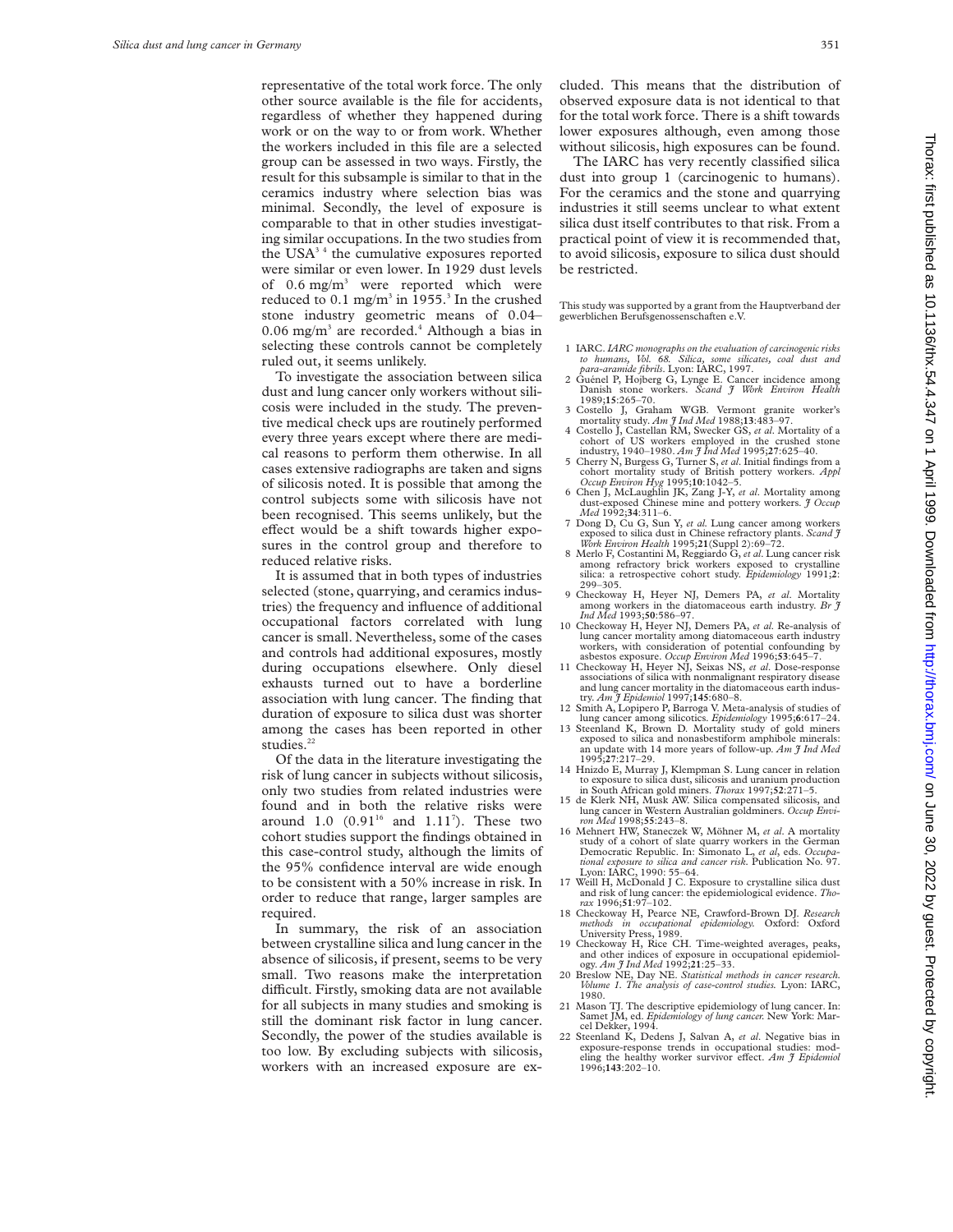representative of the total work force. The only other source available is the file for accidents, regardless of whether they happened during work or on the way to or from work. Whether the workers included in this file are a selected group can be assessed in two ways. Firstly, the result for this subsample is similar to that in the ceramics industry where selection bias was minimal. Secondly, the level of exposure is comparable to that in other studies investigating similar occupations. In the two studies from the USA[3 4] the cumulative exposures reported were similar or even lower. In 1929 dust levels of 0.6 mg/m$^3$ were reported which were reduced to 0.1 mg/m$^3$ in 1955.[3] In the crushed stone industry geometric means of 0.04–0.06 mg/m$^3$ are recorded.[4] Although a bias in selecting these controls cannot be completely ruled out, it seems unlikely.

To investigate the association between silica dust and lung cancer only workers without silicosis were included in the study. The preventive medical check ups are routinely performed every three years except where there are medical reasons to perform them otherwise. In all cases extensive radiographs are taken and signs of silicosis noted. It is possible that among the control subjects some with silicosis have not been recognised. This seems unlikely, but the effect would be a shift towards higher exposures in the control group and therefore to reduced relative risks.

It is assumed that in both types of industries selected (stone, quarrying, and ceramics industries) the frequency and influence of additional occupational factors correlated with lung cancer is small. Nevertheless, some of the cases and controls had additional exposures, mostly during occupations elsewhere. Only diesel exhausts turned out to have a borderline association with lung cancer. The finding that duration of exposure to silica dust was shorter among the cases has been reported in other studies.[22]

Of the data in the literature investigating the risk of lung cancer in subjects without silicosis, only two studies from related industries were found and in both the relative risks were around 1.0 (0.91[16] and 1.11[7]). These two cohort studies support the findings obtained in this case-control study, although the limits of the 95% confidence interval are wide enough to be consistent with a 50% increase in risk. In order to reduce that range, larger samples are required.

In summary, the risk of an association between crystalline silica and lung cancer in the absence of silicosis, if present, seems to be very small. Two reasons make the interpretation difficult. Firstly, smoking data are not available for all subjects in many studies and smoking is still the dominant risk factor in lung cancer. Secondly, the power of the studies available is too low. By excluding subjects with silicosis, workers with an increased exposure are excluded. This means that the distribution of observed exposure data is not identical to that for the total work force. There is a shift towards lower exposures although, even among those without silicosis, high exposures can be found.

The IARC has very recently classified silica dust into group 1 (carcinogenic to humans). For the ceramics and the stone and quarrying industries it still seems unclear to what extent silica dust itself contributes to that risk. From a practical point of view it is recommended that, to avoid silicosis, exposure to silica dust should be restricted.

This study was supported by a grant from the Hauptverband der gewerblichen Berufsgenossenschaften e.V.

1. IARC. *IARC monographs on the evaluation of carcinogenic risks to humans, Vol. 68. Silica, some silicates, coal dust and para-aramide fibrils.* Lyon: IARC, 1997.
2. Guénel P, Hojberg G, Lynge E. Cancer incidence among Danish stone workers. *Scand J Work Environ Health* 1989;**15**:265–70.
3. Costello J, Graham WGB. Vermont granite worker's mortality study. *Am J Ind Med* 1988;**13**:483–97.
4. Costello J, Castellan RM, Swecker GS, *et al*. Mortality of a cohort of US workers employed in the crushed stone industry, 1940–1980. *Am J Ind Med* 1995;**27**:625–40.
5. Cherry N, Burgess G, Turner S, *et al*. Initial findings from a cohort mortality study of British pottery workers. *Appl Occup Environ Hyg* 1995;**10**:1042–5.
6. Chen J, McLaughlin JK, Zang J-Y, *et al*. Mortality among dust-exposed Chinese mine and pottery workers. *J Occup Med* 1992;**34**:311–6.
7. Dong D, Cu G, Sun Y, *et al*. Lung cancer among workers exposed to silica dust in Chinese refractory plants. *Scand J Work Environ Health* 1995;**21**(Suppl 2):69–72.
8. Merlo F, Costantini M, Reggiardo G, *et al*. Lung cancer risk among refractory brick workers exposed to crystalline silica: a retrospective cohort study. *Epidemiology* 1991;**2**:299–305.
9. Checkoway H, Heyer NJ, Demers PA, *et al*. Mortality among workers in the diatomaceous earth industry. *Br J Ind Med* 1993;**50**:586–97.
10. Checkoway H, Heyer NJ, Demers PA, *et al*. Re-analysis of lung cancer mortality among diatomaceous earth industry workers, with consideration of potential confounding by asbestos exposure. *Occup Environ Med* 1996;**53**:645–7.
11. Checkoway H, Heyer NJ, Seixas NS, *et al*. Dose-response associations of silica with nonmalignant respiratory disease and lung cancer mortality in the diatomaceous earth industry. *Am J Epidemiol* 1997;**145**:680–8.
12. Smith A, Lopipero P, Barroga V. Meta-analysis of studies of lung cancer among silicotics. *Epidemiology* 1995;**6**:617–24.
13. Steenland K, Brown D. Mortality study of gold miners exposed to silica and nonasbestiform amphibole minerals: an update with 14 more years of follow-up. *Am J Ind Med* 1995;**27**:217–29.
14. Hnizdo E, Murray J, Klempman S. Lung cancer in relation to exposure to silica dust, silicosis and uranium production in South African gold miners. *Thorax* 1997;**52**:271–5.
15. de Klerk NH, Musk AW. Silica compensated silicosis, and lung cancer in Western Australian goldminers. *Occup Environ Med* 1998;**55**:243–8.
16. Mehnert HW, Staneczek W, Möhner M, *et al*. A mortality study of a cohort of slate quarry workers in the German Democratic Republic. In: Simonato L, *et al*, eds. *Occupational exposure to silica and cancer risk*. Publication No. 97. Lyon: IARC, 1990: 55–64.
17. Weill H, McDonald J C. Exposure to crystalline silica dust and risk of lung cancer: the epidemiological evidence. *Thorax* 1996;**51**:97–102.
18. Checkoway H, Pearce NE, Crawford-Brown DJ. *Research methods in occupational epidemiology*. Oxford: Oxford University Press, 1989.
19. Checkoway H, Rice CH. Time-weighted averages, peaks, and other indices of exposure in occupational epidemiology. *Am J Ind Med* 1992;**21**:25–33.
20. Breslow NE, Day NE. *Statistical methods in cancer research. Volume 1. The analysis of case-control studies.* Lyon: IARC, 1980.
21. Mason TJ. The descriptive epidemiology of lung cancer. In: Samet JM, ed. *Epidemiology of lung cancer.* New York: Marcel Dekker, 1994.
22. Steenland K, Dedens J, Salvan A, *et al*. Negative bias in exposure-response trends in occupational studies: modeling the healthy worker survivor effect. *Am J Epidemiol* 1996;**143**:202–10.